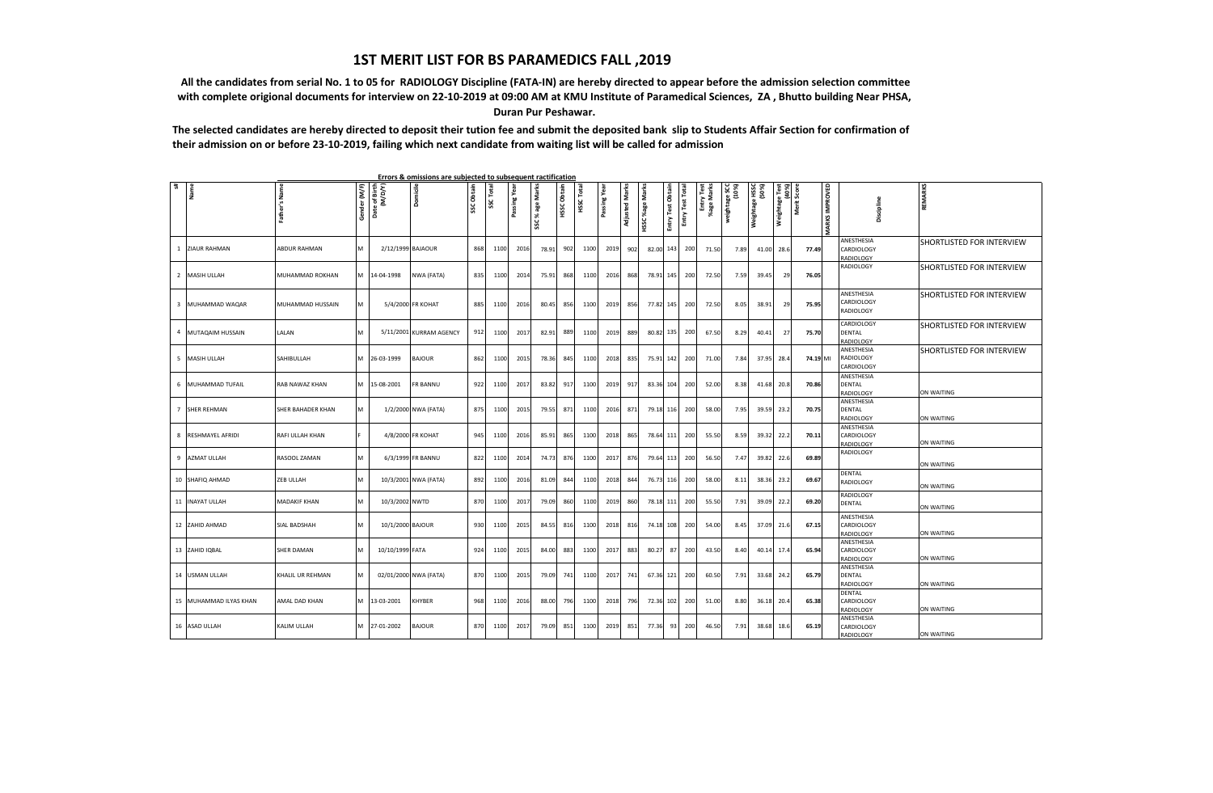# 1ST MERIT LIST FOR BS PARAMEDICS FALL ,2019

**All the candidates from serial No. 1 to 05 for RADIOLOGY Discipline (FATA-IN) are hereby directed to appear before the admission selection committee with complete origional documents for interview on 22-10-2019 at 09:00 AM at KMU Institute of Paramedical Sciences, ZA , Bhutto building Near PHSA, Duran Pur Peshawar.**

**The selected candidates are hereby directed to deposit their tution fee and submit the deposited bank slip to Students Affair Section for confirmation of their admission on or before 23-10-2019, failing which next candidate from waiting list will be called for admission**

**Errors & omissions are subjected to subsequent ractification**

| S# | Name | Father's Name | Gender (M/F) | Date of Birth (M/D/Y) | Domicile | SSC Obtain | SSC Total | Passing Year | SSC % age Marks | HSSC Obtain | HSSC Total | Passing Year | Adjusted Marks | HSSC %age Marks | Entry Test Obtain | Entry Test Total | Entry Test %age Marks | weightage SCC (10%) | Weightage HSSC (50%) | Weightage Test (40%) | Merit Score | MARKS IMPROVED | Discipline | REMARKS |
|---|---|---|---|---|---|---|---|---|---|---|---|---|---|---|---|---|---|---|---|---|---|---|---|---|
| 1 | ZIAUR RAHMAN | ABDUR RAHMAN | M | 2/12/1999 | BAJAOUR | 868 | 1100 | 2016 | 78.91 | 902 | 1100 | 2019 | 902 | 82.00 | 143 | 200 | 71.50 | 7.89 | 41.00 | 28.6 | 77.49 | | ANESTHESIA CARDIOLOGY RADIOLOGY | SHORTLISTED FOR INTERVIEW |
| 2 | MASIH ULLAH | MUHAMMAD ROKHAN | M | 14-04-1998 | NWA (FATA) | 835 | 1100 | 2014 | 75.91 | 868 | 1100 | 2016 | 868 | 78.91 | 145 | 200 | 72.50 | 7.59 | 39.45 | 29 | 76.05 | | RADIOLOGY | SHORTLISTED FOR INTERVIEW |
| 3 | MUHAMMAD WAQAR | MUHAMMAD HUSSAIN | M | 5/4/2000 | FR KOHAT | 885 | 1100 | 2016 | 80.45 | 856 | 1100 | 2019 | 856 | 77.82 | 145 | 200 | 72.50 | 8.05 | 38.91 | 29 | 75.95 | | ANESTHESIA CARDIOLOGY RADIOLOGY | SHORTLISTED FOR INTERVIEW |
| 4 | MUTAQAIM HUSSAIN | LALAN | M | 5/11/2001 | KURRAM AGENCY | 912 | 1100 | 2017 | 82.91 | 889 | 1100 | 2019 | 889 | 80.82 | 135 | 200 | 67.50 | 8.29 | 40.41 | 27 | 75.70 | | CARDIOLOGY DENTAL RADIOLOGY | SHORTLISTED FOR INTERVIEW |
| 5 | MASIH ULLAH | SAHIBULLAH | M | 26-03-1999 | BAJOUR | 862 | 1100 | 2015 | 78.36 | 845 | 1100 | 2018 | 835 | 75.91 | 142 | 200 | 71.00 | 7.84 | 37.95 | 28.4 | 74.19 | MI | ANESTHESIA RADIOLOGY CARDIOLOGY | SHORTLISTED FOR INTERVIEW |
| 6 | MUHAMMAD TUFAIL | RAB NAWAZ KHAN | M | 15-08-2001 | FR BANNU | 922 | 1100 | 2017 | 83.82 | 917 | 1100 | 2019 | 917 | 83.36 | 104 | 200 | 52.00 | 8.38 | 41.68 | 20.8 | 70.86 | | ANESTHESIA DENTAL RADIOLOGY | ON WAITING |
| 7 | SHER REHMAN | SHER BAHADER KHAN | M | 1/2/2000 | NWA (FATA) | 875 | 1100 | 2015 | 79.55 | 871 | 1100 | 2016 | 871 | 79.18 | 116 | 200 | 58.00 | 7.95 | 39.59 | 23.2 | 70.75 | | ANESTHESIA DENTAL RADIOLOGY | ON WAITING |
| 8 | RESHMAYEL AFRIDI | RAFI ULLAH KHAN | F | 4/8/2000 | FR KOHAT | 945 | 1100 | 2016 | 85.91 | 865 | 1100 | 2018 | 865 | 78.64 | 111 | 200 | 55.50 | 8.59 | 39.32 | 22.2 | 70.11 | | ANESTHESIA CARDIOLOGY RADIOLOGY | ON WAITING |
| 9 | AZMAT ULLAH | RASOOL ZAMAN | M | 6/3/1999 | FR BANNU | 822 | 1100 | 2014 | 74.73 | 876 | 1100 | 2017 | 876 | 79.64 | 113 | 200 | 56.50 | 7.47 | 39.82 | 22.6 | 69.89 | | RADIOLOGY | ON WAITING |
| 10 | SHAFIQ AHMAD | ZEB ULLAH | M | 10/3/2001 | NWA (FATA) | 892 | 1100 | 2016 | 81.09 | 844 | 1100 | 2018 | 844 | 76.73 | 116 | 200 | 58.00 | 8.11 | 38.36 | 23.2 | 69.67 | | DENTAL RADIOLOGY | ON WAITING |
| 11 | INAYAT ULLAH | MADAKIF KHAN | M | 10/3/2002 | NWTD | 870 | 1100 | 2017 | 79.09 | 860 | 1100 | 2019 | 860 | 78.18 | 111 | 200 | 55.50 | 7.91 | 39.09 | 22.2 | 69.20 | | RADIOLOGY DENTAL | ON WAITING |
| 12 | ZAHID AHMAD | SIAL BADSHAH | M | 10/1/2000 | BAJOUR | 930 | 1100 | 2015 | 84.55 | 816 | 1100 | 2018 | 816 | 74.18 | 108 | 200 | 54.00 | 8.45 | 37.09 | 21.6 | 67.15 | | ANESTHESIA CARDIOLOGY RADIOLOGY | ON WAITING |
| 13 | ZAHID IQBAL | SHER DAMAN | M | 10/10/1999 | FATA | 924 | 1100 | 2015 | 84.00 | 883 | 1100 | 2017 | 883 | 80.27 | 87 | 200 | 43.50 | 8.40 | 40.14 | 17.4 | 65.94 | | ANESTHESIA CARDIOLOGY RADIOLOGY | ON WAITING |
| 14 | USMAN ULLAH | KHALIL UR REHMAN | M | 02/01/2000 | NWA (FATA) | 870 | 1100 | 2015 | 79.09 | 741 | 1100 | 2017 | 741 | 67.36 | 121 | 200 | 60.50 | 7.91 | 33.68 | 24.2 | 65.79 | | ANESTHESIA DENTAL RADIOLOGY | ON WAITING |
| 15 | MUHAMMAD ILYAS KHAN | AMAL DAD KHAN | M | 13-03-2001 | KHYBER | 968 | 1100 | 2016 | 88.00 | 796 | 1100 | 2018 | 796 | 72.36 | 102 | 200 | 51.00 | 8.80 | 36.18 | 20.4 | 65.38 | | DENTAL CARDIOLOGY RADIOLOGY | ON WAITING |
| 16 | ASAD ULLAH | KALIM ULLAH | M | 27-01-2002 | BAJOUR | 870 | 1100 | 2017 | 79.09 | 851 | 1100 | 2019 | 851 | 77.36 | 93 | 200 | 46.50 | 7.91 | 38.68 | 18.6 | 65.19 | | ANESTHESIA CARDIOLOGY RADIOLOGY | ON WAITING |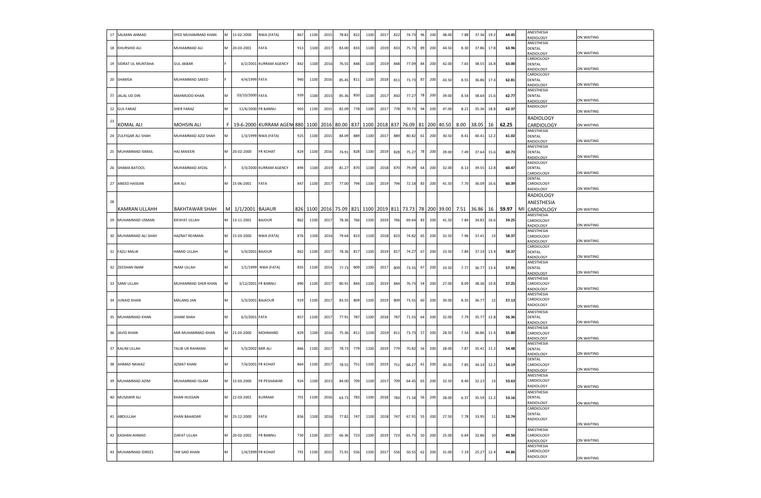| | | | | | | | | | | | | | | | | | | | | | | | | | | |
|---|---|---|---|---|---|---|---|---|---|---|---|---|---|---|---|---|---|---|---|---|---|---|---|---|---|---|
| 17 | SALMAN AHMAD | SYED MUHAMMAD KHAN | M | 15-02-2000 | NWA (FATA) | 867 | 1100 | 2015 | 78.82 | 822 | 1100 | 2017 | 822 | 74.73 | 96 | 200 | 48.00 | 7.88 | 37.36 | 19.2 | 64.45 | | ANESTHESIA RADIOLOGY | ON WAITING |
| 18 | KHURSHID ALI | MUHAMMAD ALI | M | 20-03-2001 | FATA | 913 | 1100 | 2017 | 83.00 | 833 | 1100 | 2019 | 833 | 75.73 | 89 | 200 | 44.50 | 8.30 | 37.86 | 17.8 | 63.96 | | ANESTHESIA DENTAL RADIOLOGY | ON WAITING |
| 19 | SIDRAT UL MUNTAHA | GUL AKBAR | F | 6/2/2001 | KURRAM AGENCY | 842 | 1100 | 2016 | 76.55 | 848 | 1100 | 2019 | 848 | 77.09 | 84 | 200 | 42.00 | 7.65 | 38.55 | 16.8 | 63.00 | | CARDIOLOGY DENTAL RADIOLOGY | ON WAITING |
| 20 | SHAMSA | MUHAMMAD SAEED | F | 4/4/1999 | FATA | 940 | 1100 | 2016 | 85.45 | 811 | 1100 | 2018 | 811 | 73.73 | 87 | 200 | 43.50 | 8.55 | 36.86 | 17.4 | 62.81 | | CARDIOLOGY DENTAL RADIOLOGY | ON WAITING |
| 21 | JALAL UD DIN | MAHMOOD KHAN | M | 03/10/2000 | FATA | 939 | 1100 | 2015 | 85.36 | 850 | 1100 | 2017 | 850 | 77.27 | 78 | 200 | 39.00 | 8.54 | 38.64 | 15.6 | 62.77 | | ANESTHESIA DENTAL RADIOLOGY | ON WAITING |
| 22 | GUL FARAZ | SHER FARAZ | M | 12/6/2000 | FR BANNU | 903 | 1100 | 2015 | 82.09 | 778 | 1100 | 2017 | 778 | 70.73 | 94 | 200 | 47.00 | 8.21 | 35.36 | 18.8 | 62.37 | | RADIOLOGY | ON WAITING |
| 23 | KOMAL ALI | MOHSIN ALI | F | 19-6-2000 | KURRAM AGEN | 880 | 1100 | 2016 | 80.00 | 837 | 1100 | 2018 | 837 | 76.09 | 81 | 200 | 40.50 | 8.00 | 38.05 | 16 | 62.25 | | RADIOLOGY CARDIOLOGY | ON WAITING |
| 24 | ZULFIQAR ALI SHAH | MUHAMMAD AZIZ SHAH | M | 1/3/1999 | NWA (FATA) | 925 | 1100 | 2015 | 84.09 | 889 | 1100 | 2017 | 889 | 80.82 | 61 | 200 | 30.50 | 8.41 | 40.41 | 12.2 | 61.02 | | ANESTHESIA DENTAL RADIOLOGY | ON WAITING |
| 25 | MUHAMMAD ISMAIL | HAJ MAIEEN | M | 20-02-2000 | FR KOHAT | 824 | 1100 | 2016 | 74.91 | 828 | 1100 | 2019 | 828 | 75.27 | 78 | 200 | 39.00 | 7.49 | 37.64 | 15.6 | 60.73 | | ANESTHESIA DENTAL RADIOLOGY | ON WAITING |
| 26 | SHAMA BATOOL | MUHAMMAD AFZAL | F | 3/3/2000 | KURRAM AGENCY | 894 | 1100 | 2019 | 81.27 | 870 | 1100 | 2018 | 870 | 79.09 | 64 | 200 | 32.00 | 8.13 | 39.55 | 12.8 | 60.47 | | RADIOLOGY DENTAL CARDIOLOGY | ON WAITING |
| 27 | ANEED HASSAN | AIN ALI | M | 15-06-2001 | FATA | 847 | 1100 | 2017 | 77.00 | 794 | 1100 | 2019 | 794 | 72.18 | 83 | 200 | 41.50 | 7.70 | 36.09 | 16.6 | 60.39 | | DENTAL CARDIOLOGY RADIOLOGY | ON WAITING |
| 28 | KAMRAN ULLAHH | BAKHTAWAR SHAH | M | 1/1/2001 | BAJAUR | 826 | 1100 | 2016 | 75.09 | 821 | 1100 | 2019 | 811 | 73.73 | 78 | 200 | 39.00 | 7.51 | 36.86 | 16 | 59.97 | MI | RADIOLOGY ANESTHESIA CARDIOLOGY | ON WAITING |
| 29 | MUHAMMAD USMAN | KIFAYAT ULLAH | M | 13-11-2001 | BAJOUR | 862 | 1100 | 2017 | 78.36 | 766 | 1100 | 2019 | 766 | 69.64 | 83 | 200 | 41.50 | 7.84 | 34.82 | 16.6 | 59.25 | | ANESTHESIA CARDIOLOGY RADIOLOGY | ON WAITING |
| 30 | MUHAMMAD ALI SHAH | HAZRAT REHMAN | M | 15-03-2000 | NWA (FATA) | 876 | 1100 | 2016 | 79.64 | 823 | 1100 | 2018 | 823 | 74.82 | 65 | 200 | 32.50 | 7.96 | 37.41 | 13 | 58.37 | | ANESTHESIA CARDIOLOGY RADIOLOGY | ON WAITING |
| 31 | FAZLI MALIK | HAMID ULLAH | M | 5/4/2001 | BAJOUR | 862 | 1100 | 2017 | 78.36 | 817 | 1100 | 2019 | 817 | 74.27 | 67 | 200 | 33.50 | 7.84 | 37.14 | 13.4 | 58.37 | | CARDIOLOGY DENTAL RADIOLOGY | ON WAITING |
| 32 | ZEESHAN INAM | INAM ULLAH | M | 1/1/1999 | NWA (FATA) | 855 | 1100 | 2014 | 77.73 | 809 | 1100 | 2017 | 809 | 73.55 | 67 | 200 | 33.50 | 7.77 | 36.77 | 13.4 | 57.95 | | ANESTHESIA DENTAL RADIOLOGY | ON WAITING |
| 33 | SAMI ULLAH | MUHAMMAD SHER KHAN | M | 3/12/2001 | FR BANNU | 890 | 1100 | 2017 | 80.91 | 844 | 1100 | 2019 | 844 | 76.73 | 54 | 200 | 27.00 | 8.09 | 38.36 | 10.8 | 57.25 | | ANESTHESIA CARDIOLOGY RADIOLOGY | ON WAITING |
| 34 | JUNAID KHAN | MALANG JAN | M | 5/3/2001 | BAJAOUR | 919 | 1100 | 2017 | 83.55 | 809 | 1100 | 2019 | 809 | 73.55 | 60 | 200 | 30.00 | 8.35 | 36.77 | 12 | 57.13 | | ANESTHESIA CARDIOLOGY RADIOLOGY | ON WAITING |
| 35 | MUHAMMAD KHAN | GHANI SHAH | M | 6/3/2001 | FATA | 857 | 1100 | 2017 | 77.91 | 787 | 1100 | 2018 | 787 | 71.55 | 64 | 200 | 32.00 | 7.79 | 35.77 | 12.8 | 56.36 | | ANESTHESIA DENTAL RADIOLOGY | ON WAITING |
| 36 | JAVID KHAN | MIR MUHAMMAD KHAN | M | 21-03-2000 | MOHMAND | 829 | 1100 | 2016 | 75.36 | 811 | 1100 | 2019 | 811 | 73.73 | 57 | 200 | 28.50 | 7.54 | 36.86 | 11.4 | 55.80 | | ANESTHESIA CARDIOLOGY RADIOLOGY | ON WAITING |
| 37 | KALIM ULLAH | TALIB UR RAHMAN | M | 5/3/2002 | MIR ALI | 866 | 1100 | 2017 | 78.73 | 779 | 1100 | 2019 | 779 | 70.82 | 56 | 200 | 28.00 | 7.87 | 35.41 | 11.2 | 54.48 | | ANESTHESIA DENTAL RADIOLOGY | ON WAITING |
| 38 | AHMAD NAWAZ | AZMAT KHAN | M | 7/4/2001 | FR KOHAT | 864 | 1100 | 2017 | 78.55 | 751 | 1100 | 2019 | 751 | 68.27 | 61 | 200 | 30.50 | 7.85 | 34.14 | 12.2 | 54.19 | | DENTAL CARDIOLOGY RADIOLOGY | ON WAITING |
| 39 | MUHAMMAD AZIM | MUHAMMAD ISLAM | M | 15-03-2000 | FR PESHAWAR | 924 | 1100 | 2015 | 84.00 | 709 | 1100 | 2017 | 709 | 64.45 | 65 | 200 | 32.50 | 8.40 | 32.23 | 13 | 53.63 | | ANESTHESIA CARDIOLOGY RADIOLOGY | ON WAITING |
| 40 | MUSAWIR ALI | KHAN HUSSAIN | M | 22-03-2001 | KURRAM | 701 | 1100 | 2016 | 63.73 | 783 | 1100 | 2018 | 783 | 71.18 | 56 | 200 | 28.00 | 6.37 | 35.59 | 11.2 | 53.16 | | ANESTHESIA DENTAL RADIOLOGY | ON WAITING |
| 41 | ABDULLAH | KHAN BAHADAR | M | 25-12-2000 | FATA | 856 | 1100 | 2016 | 77.82 | 747 | 1100 | 2018 | 747 | 67.91 | 55 | 200 | 27.50 | 7.78 | 33.95 | 11 | 52.74 | | CARDIOLOGY DENTAL RADIOLOGY | ON WAITING |
| 42 | KASHAN AHMAD | ZIAFAT ULLAH | M | 20-02-2002 | FR BANNU | 730 | 1100 | 2017 | 66.36 | 723 | 1100 | 2019 | 723 | 65.73 | 50 | 200 | 25.00 | 6.64 | 32.86 | 10 | 49.50 | | ANESTHESIA CARDIOLOGY RADIOLOGY | ON WAITING |
| 43 | MUHAMMAD IDREES | YAR SAID KHAN | M | 1/4/1999 | FR KOHAT | 791 | 1100 | 2015 | 71.91 | 556 | 1100 | 2017 | 556 | 50.55 | 62 | 200 | 31.00 | 7.19 | 25.27 | 12.4 | 44.86 | | ANESTHESIA CARDIOLOGY RADIOLOGY | ON WAITING |